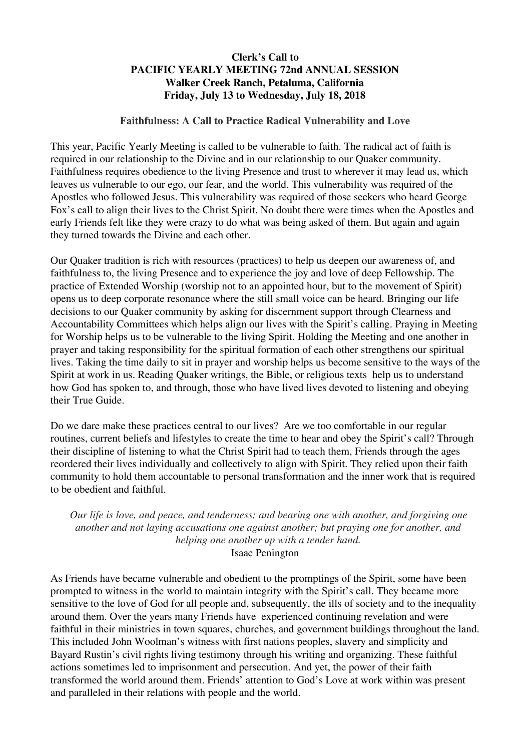**Clerk's Call to**
**PACIFIC YEARLY MEETING 72nd ANNUAL SESSION**
**Walker Creek Ranch, Petaluma, California**
**Friday, July 13 to Wednesday, July 18, 2018**

## Faithfulness: A Call to Practice Radical Vulnerability and Love

This year, Pacific Yearly Meeting is called to be vulnerable to faith. The radical act of faith is required in our relationship to the Divine and in our relationship to our Quaker community. Faithfulness requires obedience to the living Presence and trust to wherever it may lead us, which leaves us vulnerable to our ego, our fear, and the world. This vulnerability was required of the Apostles who followed Jesus. This vulnerability was required of those seekers who heard George Fox's call to align their lives to the Christ Spirit. No doubt there were times when the Apostles and early Friends felt like they were crazy to do what was being asked of them. But again and again they turned towards the Divine and each other.

Our Quaker tradition is rich with resources (practices) to help us deepen our awareness of, and faithfulness to, the living Presence and to experience the joy and love of deep Fellowship. The practice of Extended Worship (worship not to an appointed hour, but to the movement of Spirit) opens us to deep corporate resonance where the still small voice can be heard. Bringing our life decisions to our Quaker community by asking for discernment support through Clearness and Accountability Committees which helps align our lives with the Spirit's calling. Praying in Meeting for Worship helps us to be vulnerable to the living Spirit. Holding the Meeting and one another in prayer and taking responsibility for the spiritual formation of each other strengthens our spiritual lives. Taking the time daily to sit in prayer and worship helps us become sensitive to the ways of the Spirit at work in us. Reading Quaker writings, the Bible, or religious texts help us to understand how God has spoken to, and through, those who have lived lives devoted to listening and obeying their True Guide.

Do we dare make these practices central to our lives? Are we too comfortable in our regular routines, current beliefs and lifestyles to create the time to hear and obey the Spirit's call? Through their discipline of listening to what the Christ Spirit had to teach them, Friends through the ages reordered their lives individually and collectively to align with Spirit. They relied upon their faith community to hold them accountable to personal transformation and the inner work that is required to be obedient and faithful.

> *Our life is love, and peace, and tenderness; and bearing one with another, and forgiving one another and not laying accusations one against another; but praying one for another, and helping one another up with a tender hand.*
> Isaac Penington

As Friends have became vulnerable and obedient to the promptings of the Spirit, some have been prompted to witness in the world to maintain integrity with the Spirit's call. They became more sensitive to the love of God for all people and, subsequently, the ills of society and to the inequality around them. Over the years many Friends have experienced continuing revelation and were faithful in their ministries in town squares, churches, and government buildings throughout the land. This included John Woolman's witness with first nations peoples, slavery and simplicity and Bayard Rustin's civil rights living testimony through his writing and organizing. These faithful actions sometimes led to imprisonment and persecution. And yet, the power of their faith transformed the world around them. Friends' attention to God's Love at work within was present and paralleled in their relations with people and the world.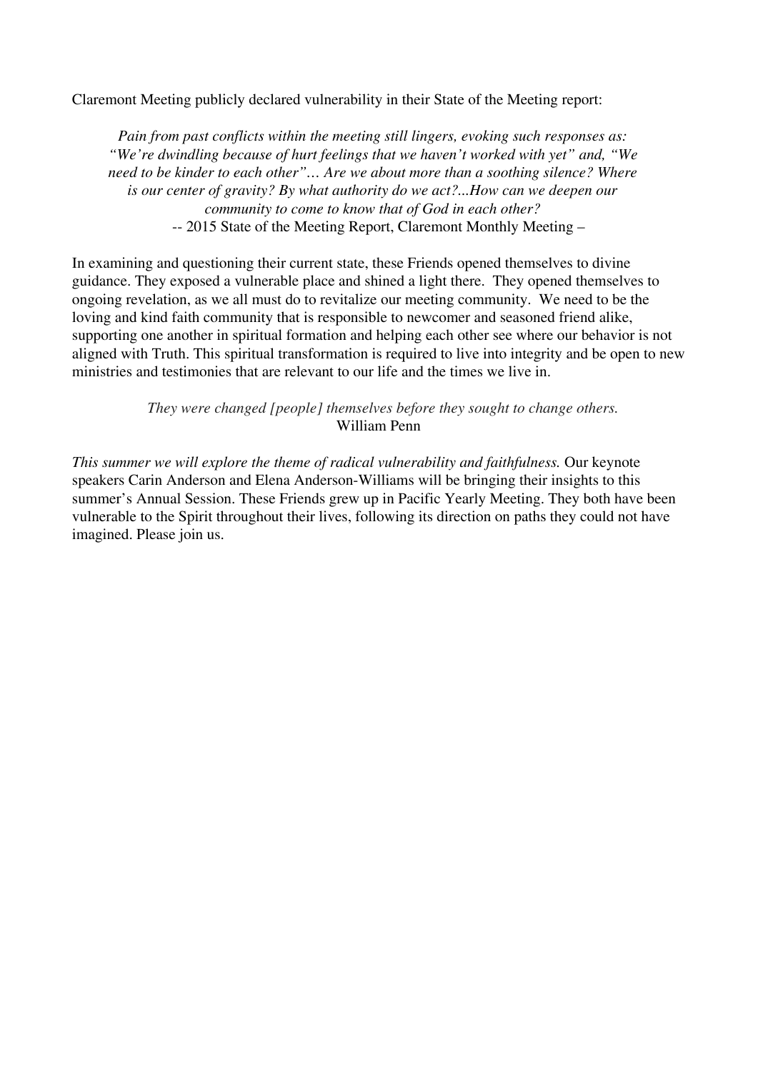Claremont Meeting publicly declared vulnerability in their State of the Meeting report:

> *Pain from past conflicts within the meeting still lingers, evoking such responses as: "We're dwindling because of hurt feelings that we haven't worked with yet" and, "We need to be kinder to each other"… Are we about more than a soothing silence? Where is our center of gravity? By what authority do we act?...How can we deepen our community to come to know that of God in each other?*
>
> -- 2015 State of the Meeting Report, Claremont Monthly Meeting –

In examining and questioning their current state, these Friends opened themselves to divine guidance. They exposed a vulnerable place and shined a light there. They opened themselves to ongoing revelation, as we all must do to revitalize our meeting community. We need to be the loving and kind faith community that is responsible to newcomer and seasoned friend alike, supporting one another in spiritual formation and helping each other see where our behavior is not aligned with Truth. This spiritual transformation is required to live into integrity and be open to new ministries and testimonies that are relevant to our life and the times we live in.

> *They were changed [people] themselves before they sought to change others.*
>
> William Penn

*This summer we will explore the theme of radical vulnerability and faithfulness.* Our keynote speakers Carin Anderson and Elena Anderson-Williams will be bringing their insights to this summer's Annual Session. These Friends grew up in Pacific Yearly Meeting. They both have been vulnerable to the Spirit throughout their lives, following its direction on paths they could not have imagined. Please join us.